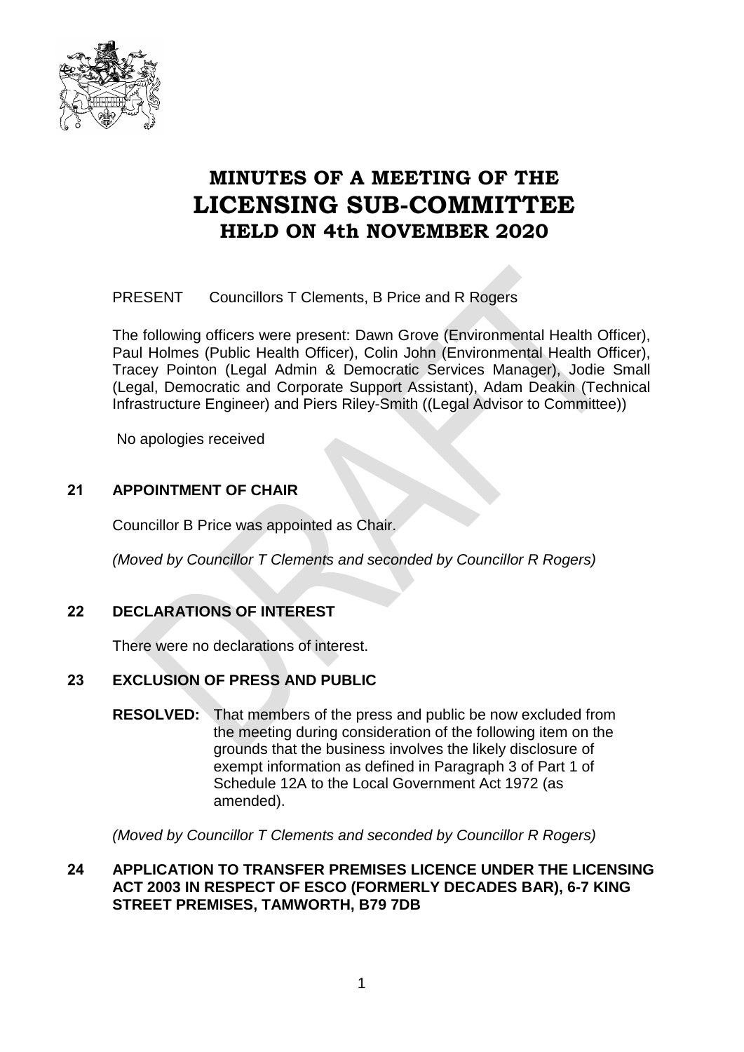# MINUTES OF A MEETING OF THE LICENSING SUB-COMMITTEE HELD ON 4th NOVEMBER 2020

PRESENT Councillors T Clements, B Price and R Rogers

The following officers were present: Dawn Grove (Environmental Health Officer), Paul Holmes (Public Health Officer), Colin John (Environmental Health Officer), Tracey Pointon (Legal Admin & Democratic Services Manager), Jodie Small (Legal, Democratic and Corporate Support Assistant), Adam Deakin (Technical Infrastructure Engineer) and Piers Riley-Smith ((Legal Advisor to Committee))

No apologies received

## 21 APPOINTMENT OF CHAIR

Councillor B Price was appointed as Chair.

*(Moved by Councillor T Clements and seconded by Councillor R Rogers)*

## 22 DECLARATIONS OF INTEREST

There were no declarations of interest.

## 23 EXCLUSION OF PRESS AND PUBLIC

**RESOLVED:** That members of the press and public be now excluded from the meeting during consideration of the following item on the grounds that the business involves the likely disclosure of exempt information as defined in Paragraph 3 of Part 1 of Schedule 12A to the Local Government Act 1972 (as amended).

*(Moved by Councillor T Clements and seconded by Councillor R Rogers)*

## 24 APPLICATION TO TRANSFER PREMISES LICENCE UNDER THE LICENSING ACT 2003 IN RESPECT OF ESCO (FORMERLY DECADES BAR), 6-7 KING STREET PREMISES, TAMWORTH, B79 7DB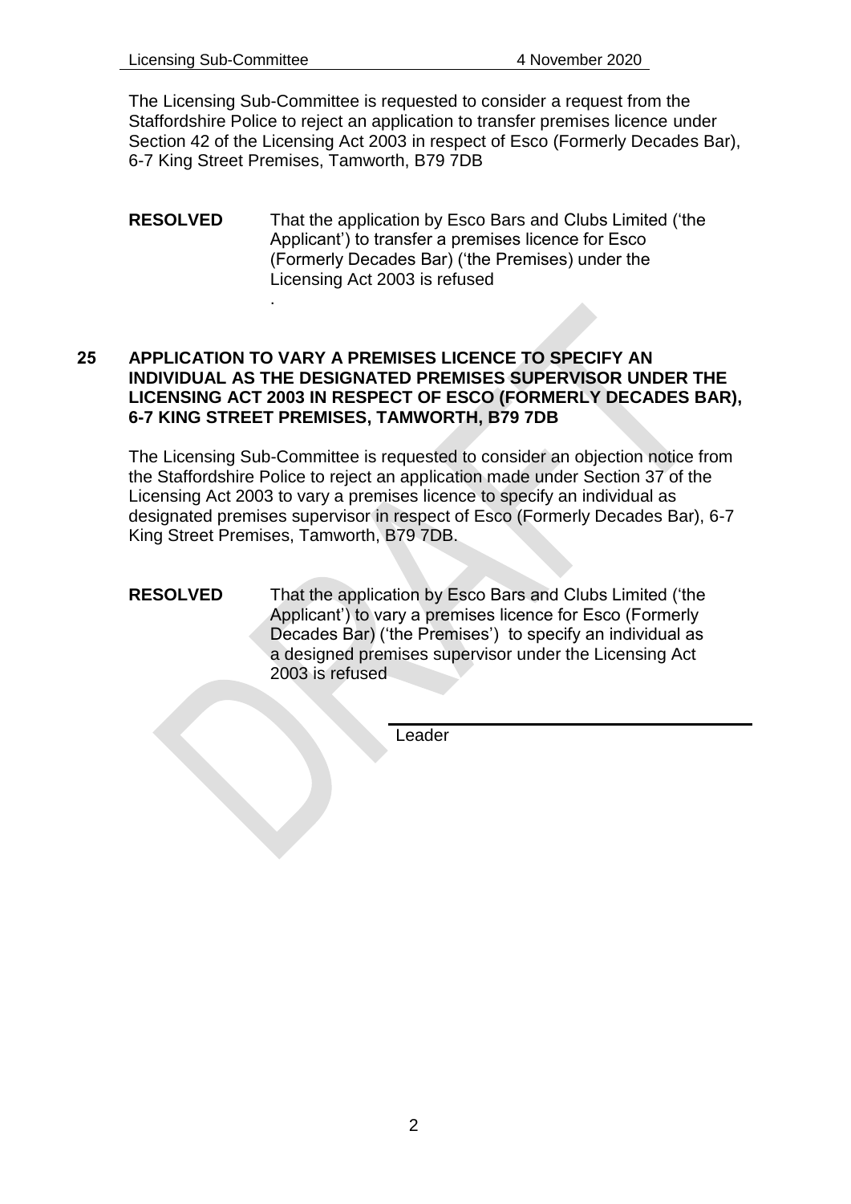The Licensing Sub-Committee is requested to consider a request from the Staffordshire Police to reject an application to transfer premises licence under Section 42 of the Licensing Act 2003 in respect of Esco (Formerly Decades Bar), 6-7 King Street Premises, Tamworth, B79 7DB

**RESOLVED** That the application by Esco Bars and Clubs Limited ('the Applicant') to transfer a premises licence for Esco (Formerly Decades Bar) ('the Premises) under the Licensing Act 2003 is refused

.

## 25 APPLICATION TO VARY A PREMISES LICENCE TO SPECIFY AN INDIVIDUAL AS THE DESIGNATED PREMISES SUPERVISOR UNDER THE LICENSING ACT 2003 IN RESPECT OF ESCO (FORMERLY DECADES BAR), 6-7 KING STREET PREMISES, TAMWORTH, B79 7DB

The Licensing Sub-Committee is requested to consider an objection notice from the Staffordshire Police to reject an application made under Section 37 of the Licensing Act 2003 to vary a premises licence to specify an individual as designated premises supervisor in respect of Esco (Formerly Decades Bar), 6-7 King Street Premises, Tamworth, B79 7DB.

**RESOLVED** That the application by Esco Bars and Clubs Limited ('the Applicant') to vary a premises licence for Esco (Formerly Decades Bar) ('the Premises') to specify an individual as a designed premises supervisor under the Licensing Act 2003 is refused

Leader